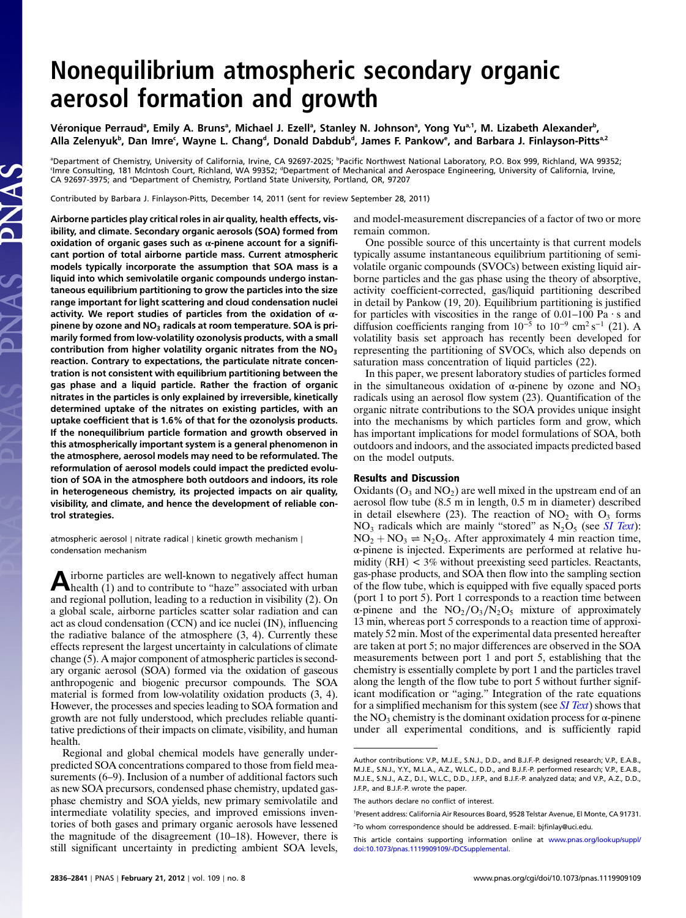# Nonequilibrium atmospheric secondary organic aerosol formation and growth

Véronique Perraud[a], Emily A. Bruns[a], Michael J. Ezell[a], Stanley N. Johnson[a], Yong Yu[a,1], M. Lizabeth Alexander[b], Alla Zelenyuk[b], Dan Imre[c], Wayne L. Chang[d], Donald Dabdub[d], James F. Pankow[e], and Barbara J. Finlayson-Pitts[a,2]

[a]Department of Chemistry, University of California, Irvine, CA 92697-2025; [b]Pacific Northwest National Laboratory, P.O. Box 999, Richland, WA 99352; [c]Imre Consulting, 181 McIntosh Court, Richland, WA 99352; [d]Department of Mechanical and Aerospace Engineering, University of California, Irvine, CA 92697-3975; and [e]Department of Chemistry, Portland State University, Portland, OR, 97207

Contributed by Barbara J. Finlayson-Pitts, December 14, 2011 (sent for review September 28, 2011)

**Airborne particles play critical roles in air quality, health effects, visibility, and climate. Secondary organic aerosols (SOA) formed from oxidation of organic gases such as α-pinene account for a significant portion of total airborne particle mass. Current atmospheric models typically incorporate the assumption that SOA mass is a liquid into which semivolatile organic compounds undergo instantaneous equilibrium partitioning to grow the particles into the size range important for light scattering and cloud condensation nuclei activity. We report studies of particles from the oxidation of α-pinene by ozone and $NO_3$ radicals at room temperature. SOA is primarily formed from low-volatility ozonolysis products, with a small contribution from higher volatility organic nitrates from the $NO_3$ reaction. Contrary to expectations, the particulate nitrate concentration is not consistent with equilibrium partitioning between the gas phase and a liquid particle. Rather the fraction of organic nitrates in the particles is only explained by irreversible, kinetically determined uptake of the nitrates on existing particles, with an uptake coefficient that is 1.6% of that for the ozonolysis products. If the nonequilibrium particle formation and growth observed in this atmospherically important system is a general phenomenon in the atmosphere, aerosol models may need to be reformulated. The reformulation of aerosol models could impact the predicted evolution of SOA in the atmosphere both outdoors and indoors, its role in heterogeneous chemistry, its projected impacts on air quality, visibility, and climate, and hence the development of reliable control strategies.**

atmospheric aerosol | nitrate radical | kinetic growth mechanism | condensation mechanism

Airborne particles are well-known to negatively affect human health (1) and to contribute to "haze" associated with urban and regional pollution, leading to a reduction in visibility (2). On a global scale, airborne particles scatter solar radiation and can act as cloud condensation (CCN) and ice nuclei (IN), influencing the radiative balance of the atmosphere (3, 4). Currently these effects represent the largest uncertainty in calculations of climate change (5). A major component of atmospheric particles is secondary organic aerosol (SOA) formed via the oxidation of gaseous anthropogenic and biogenic precursor compounds. The SOA material is formed from low-volatility oxidation products (3, 4). However, the processes and species leading to SOA formation and growth are not fully understood, which precludes reliable quantitative predictions of their impacts on climate, visibility, and human health.

Regional and global chemical models have generally underpredicted SOA concentrations compared to those from field measurements (6–9). Inclusion of a number of additional factors such as new SOA precursors, condensed phase chemistry, updated gas-phase chemistry and SOA yields, new primary semivolatile and intermediate volatility species, and improved emissions inventories of both gases and primary organic aerosols have lessened the magnitude of the disagreement (10–18). However, there is still significant uncertainty in predicting ambient SOA levels, and model-measurement discrepancies of a factor of two or more remain common.

One possible source of this uncertainty is that current models typically assume instantaneous equilibrium partitioning of semivolatile organic compounds (SVOCs) between existing liquid airborne particles and the gas phase using the theory of absorptive, activity coefficient-corrected, gas/liquid partitioning described in detail by Pankow (19, 20). Equilibrium partitioning is justified for particles with viscosities in the range of 0.01–100 Pa · s and diffusion coefficients ranging from $10^{-5}$ to $10^{-9}$ $cm^2\,s^{-1}$ (21). A volatility basis set approach has recently been developed for representing the partitioning of SVOCs, which also depends on saturation mass concentration of liquid particles (22).

In this paper, we present laboratory studies of particles formed in the simultaneous oxidation of α-pinene by ozone and $NO_3$ radicals using an aerosol flow system (23). Quantification of the organic nitrate contributions to the SOA provides unique insight into the mechanisms by which particles form and grow, which has important implications for model formulations of SOA, both outdoors and indoors, and the associated impacts predicted based on the model outputs.

## Results and Discussion

Oxidants ($O_3$ and $NO_2$) are well mixed in the upstream end of an aerosol flow tube (8.5 m in length, 0.5 m in diameter) described in detail elsewhere (23). The reaction of $NO_2$ with $O_3$ forms $NO_3$ radicals which are mainly "stored" as $N_2O_5$ (see *SI Text*): $NO_2 + NO_3 \rightleftharpoons N_2O_5$. After approximately 4 min reaction time, α-pinene is injected. Experiments are performed at relative humidity (RH) < 3% without preexisting seed particles. Reactants, gas-phase products, and SOA then flow into the sampling section of the flow tube, which is equipped with five equally spaced ports (port 1 to port 5). Port 1 corresponds to a reaction time between α-pinene and the $NO_2/O_3/N_2O_5$ mixture of approximately 13 min, whereas port 5 corresponds to a reaction time of approximately 52 min. Most of the experimental data presented hereafter are taken at port 5; no major differences are observed in the SOA measurements between port 1 and port 5, establishing that the chemistry is essentially complete by port 1 and the particles travel along the length of the flow tube to port 5 without further significant modification or "aging." Integration of the rate equations for a simplified mechanism for this system (see *SI Text*) shows that the $NO_3$ chemistry is the dominant oxidation process for α-pinene under all experimental conditions, and is sufficiently rapid

Author contributions: V.P., M.J.E., S.N.J., D.D., and B.J.F.-P. designed research; V.P., E.A.B., M.J.E., S.N.J., Y.Y., M.L.A., A.Z., W.L.C., D.D., and B.J.F.-P. performed research; V.P., E.A.B., M.J.E., S.N.J., A.Z., D.I., W.L.C., D.D., J.F.P., and B.J.F.-P. analyzed data; and V.P., A.Z., D.D., J.F.P., and B.J.F.-P. wrote the paper.

The authors declare no conflict of interest.

[1]Present address: California Air Resources Board, 9528 Telstar Avenue, El Monte, CA 91731.

[2]To whom correspondence should be addressed. E-mail: bjfinlay@uci.edu.

This article contains supporting information online at www.pnas.org/lookup/suppl/doi:10.1073/pnas.1119909109/-/DCSupplemental.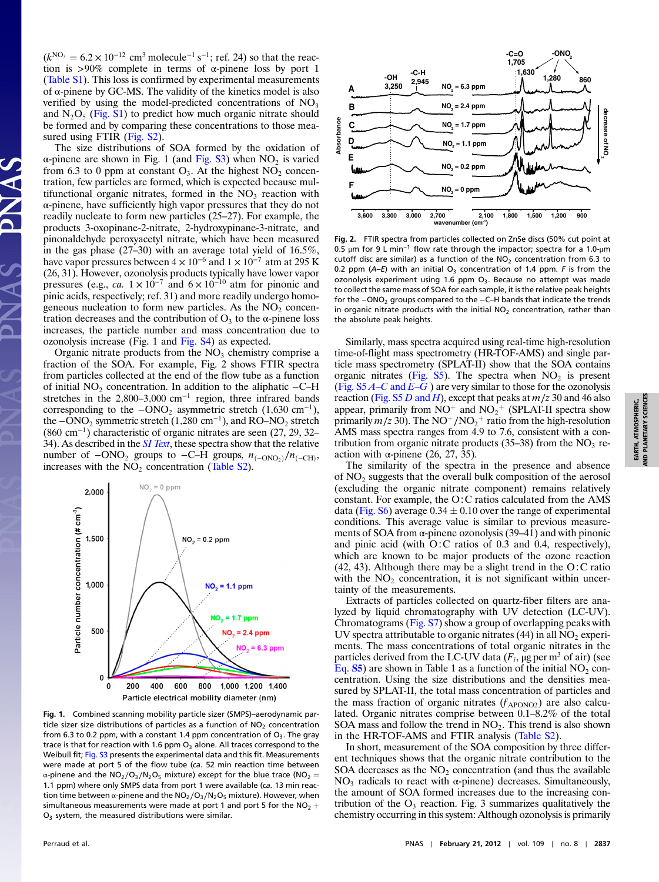($k^{NO_3} = 6.2 \times 10^{-12}$ cm$^3$ molecule$^{-1}$ s$^{-1}$; ref. 24) so that the reaction is >90% complete in terms of α-pinene loss by port 1 (Table S1). This loss is confirmed by experimental measurements of α-pinene by GC-MS. The validity of the kinetics model is also verified by using the model-predicted concentrations of $NO_3$ and $N_2O_5$ (Fig. S1) to predict how much organic nitrate should be formed and by comparing these concentrations to those measured using FTIR (Fig. S2).

The size distributions of SOA formed by the oxidation of α-pinene are shown in Fig. 1 (and Fig. S3) when $NO_2$ is varied from 6.3 to 0 ppm at constant $O_3$. At the highest $NO_2$ concentration, few particles are formed, which is expected because multifunctional organic nitrates, formed in the $NO_3$ reaction with α-pinene, have sufficiently high vapor pressures that they do not readily nucleate to form new particles (25–27). For example, the products 3-oxopinane-2-nitrate, 2-hydroxypinane-3-nitrate, and pinonaldehyde peroxyacetyl nitrate, which have been measured in the gas phase (27–30) with an average total yield of 16.5%, have vapor pressures between $4 \times 10^{-6}$ and $1 \times 10^{-7}$ atm at 295 K (26, 31). However, ozonolysis products typically have lower vapor pressures (e.g., *ca.* $1 \times 10^{-7}$ and $6 \times 10^{-10}$ atm for pinonic and pinic acids, respectively; ref. 31) and more readily undergo homogeneous nucleation to form new particles. As the $NO_2$ concentration decreases and the contribution of $O_3$ to the α-pinene loss increases, the particle number and mass concentration due to ozonolysis increase (Fig. 1 and Fig. S4) as expected.

Organic nitrate products from the $NO_3$ chemistry comprise a fraction of the SOA. For example, Fig. 2 shows FTIR spectra from particles collected at the end of the flow tube as a function of initial $NO_2$ concentration. In addition to the aliphatic –C–H stretches in the 2,800–3,000 cm$^{-1}$ region, three infrared bands corresponding to the $-ONO_2$ asymmetric stretch (1,630 cm$^{-1}$), the $-ONO_2$ symmetric stretch (1,280 cm$^{-1}$), and $RO-NO_2$ stretch (860 cm$^{-1}$) characteristic of organic nitrates are seen (27, 29, 32–34). As described in the *SI Text*, these spectra show that the relative number of $-ONO_2$ groups to –C–H groups, $n_{(-ONO_2)}/n_{(-CH)}$, increases with the $NO_2$ concentration (Table S2).

**Fig. 1.** Combined scanning mobility particle sizer (SMPS)–aerodynamic particle sizer size distributions of particles as a function of $NO_2$ concentration from 6.3 to 0.2 ppm, with a constant 1.4 ppm concentration of $O_3$. The gray trace is that for reaction with 1.6 ppm $O_3$ alone. All traces correspond to the Weibull fit; Fig. S3 presents the experimental data and this fit. Measurements were made at port 5 of the flow tube (*ca.* 52 min reaction time between α-pinene and the $NO_2/O_3/N_2O_5$ mixture) except for the blue trace ($NO_2$ = 1.1 ppm) where only SMPS data from port 1 were available (*ca.* 13 min reaction time between α-pinene and the $NO_2/O_3/N_2O_5$ mixture). However, when simultaneous measurements were made at port 1 and port 5 for the $NO_2 + O_3$ system, the measured distributions were similar.

**Fig. 2.** FTIR spectra from particles collected on ZnSe discs (50% cut point at 0.5 μm for 9 L min$^{-1}$ flow rate through the impactor; spectra for a 1.0-μm cutoff disc are similar) as a function of the $NO_2$ concentration from 6.3 to 0.2 ppm (*A–E*) with an initial $O_3$ concentration of 1.4 ppm. *F* is from the ozonolysis experiment using 1.6 ppm $O_3$. Because no attempt was made to collect the same mass of SOA for each sample, it is the relative peak heights for the $-ONO_2$ groups compared to the –C–H bands that indicate the trends in organic nitrate products with the initial $NO_2$ concentration, rather than the absolute peak heights.

Similarly, mass spectra acquired using real-time high-resolution time-of-flight mass spectrometry (HR-TOF-AMS) and single particle mass spectrometry (SPLAT-II) show that the SOA contains organic nitrates (Fig. S5). The spectra when $NO_2$ is present (Fig. S5 *A–C* and *E–G*) are very similar to those for the ozonolysis reaction (Fig. S5 *D* and *H*), except that peaks at $m/z$ 30 and 46 also appear, primarily from $NO^+$ and $NO_2^+$ (SPLAT-II spectra show primarily $m/z$ 30). The $NO^+/NO_2^+$ ratio from the high-resolution AMS mass spectra ranges from 4.9 to 7.6, consistent with a contribution from organic nitrate products (35–38) from the $NO_3$ reaction with α-pinene (26, 27, 35).

The similarity of the spectra in the presence and absence of $NO_2$ suggests that the overall bulk composition of the aerosol (excluding the organic nitrate component) remains relatively constant. For example, the O:C ratios calculated from the AMS data (Fig. S6) average 0.34 ± 0.10 over the range of experimental conditions. This average value is similar to previous measurements of SOA from α-pinene ozonolysis (39–41) and with pinonic and pinic acid (with O:C ratios of 0.3 and 0.4, respectively), which are known to be major products of the ozone reaction (42, 43). Although there may be a slight trend in the O:C ratio with the $NO_2$ concentration, it is not significant within uncertainty of the measurements.

Extracts of particles collected on quartz-fiber filters are analyzed by liquid chromatography with UV detection (LC-UV). Chromatograms (Fig. S7) show a group of overlapping peaks with UV spectra attributable to organic nitrates (44) in all $NO_2$ experiments. The mass concentrations of total organic nitrates in the particles derived from the LC-UV data ($F_i$, μg per m$^3$ of air) (see Eq. S5) are shown in Table 1 as a function of the initial $NO_2$ concentration. Using the size distributions and the densities measured by SPLAT-II, the total mass concentration of particles and the mass fraction of organic nitrates ($f_{APONO2}$) are also calculated. Organic nitrates comprise between 0.1–8.2% of the total SOA mass and follow the trend in $NO_2$. This trend is also shown in the HR-TOF-AMS and FTIR analysis (Table S2).

In short, measurement of the SOA composition by three different techniques shows that the organic nitrate contribution to the SOA decreases as the $NO_2$ concentration (and thus the available $NO_3$ radicals to react with α-pinene) decreases. Simultaneously, the amount of SOA formed increases due to the increasing contribution of the $O_3$ reaction. Fig. 3 summarizes qualitatively the chemistry occurring in this system: Although ozonolysis is primarily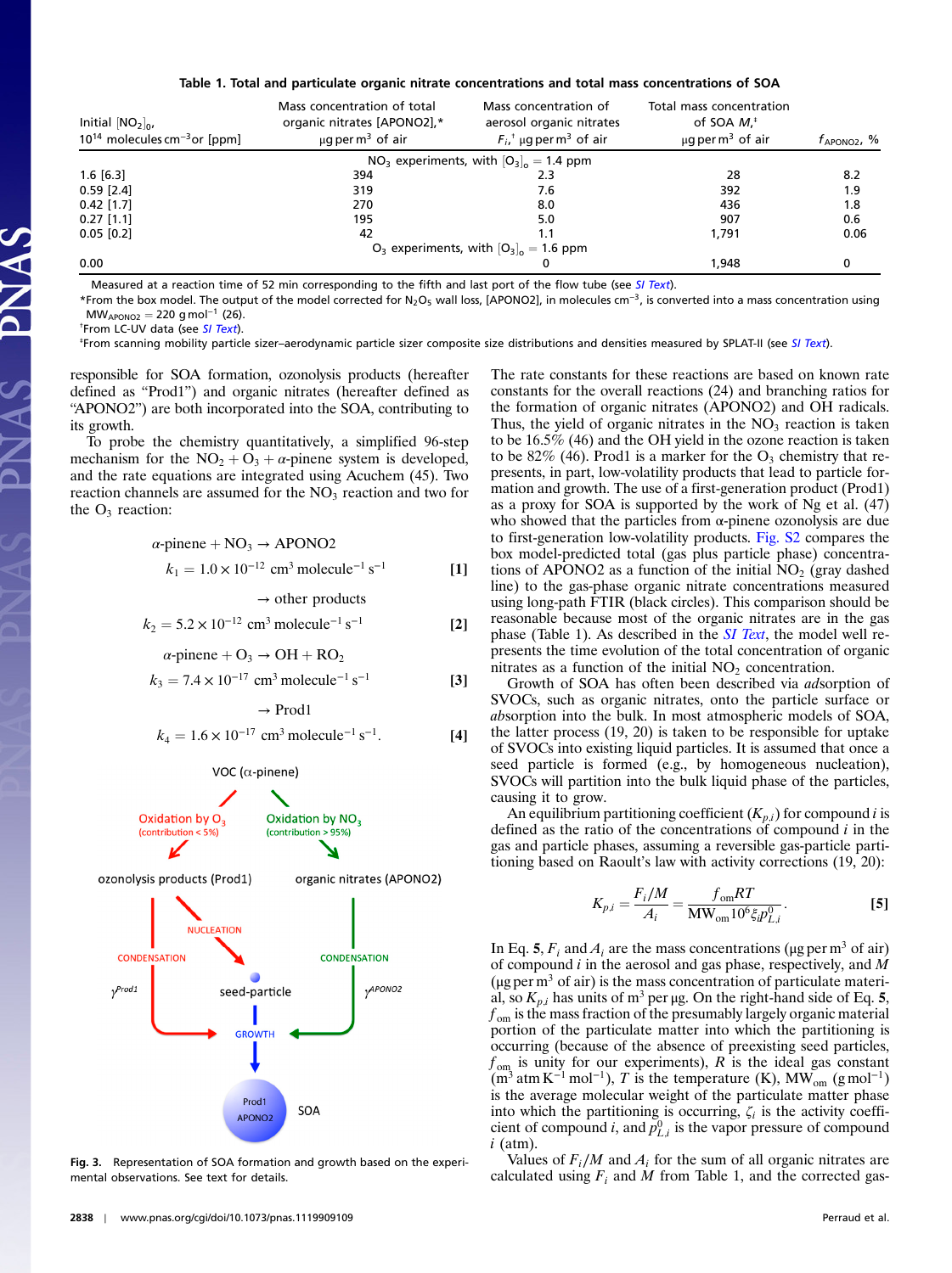**Table 1. Total and particulate organic nitrate concentrations and total mass concentrations of SOA**

| Initial $[NO_2]_0$, $10^{14}$ molecules cm$^{-3}$ or [ppm] | Mass concentration of total organic nitrates [APONO2],* μg per m$^3$ of air | Mass concentration of aerosol organic nitrates $F_i$,† μg per m$^3$ of air | Total mass concentration of SOA $M$,‡ μg per m$^3$ of air | $f_{APONO2}$, % |
|---|---|---|---|---|
| NO$_3$ experiments, with $[O_3]_o = 1.4$ ppm | | | | |
| 1.6 [6.3] | 394 | 2.3 | 28 | 8.2 |
| 0.59 [2.4] | 319 | 7.6 | 392 | 1.9 |
| 0.42 [1.7] | 270 | 8.0 | 436 | 1.8 |
| 0.27 [1.1] | 195 | 5.0 | 907 | 0.6 |
| 0.05 [0.2] | 42 | 1.1 | 1,791 | 0.06 |
| O$_3$ experiments, with $[O_3]_o = 1.6$ ppm | | | | |
| 0.00 | | 0 | 1,948 | 0 |

Measured at a reaction time of 52 min corresponding to the fifth and last port of the flow tube (see *SI Text*).

*From the box model. The output of the model corrected for $N_2O_5$ wall loss, [APONO2], in molecules cm$^{-3}$, is converted into a mass concentration using $MW_{APONO2} = 220$ g mol$^{-1}$ (26).

†From LC-UV data (see *SI Text*).

‡From scanning mobility particle sizer–aerodynamic particle sizer composite size distributions and densities measured by SPLAT-II (see *SI Text*).

responsible for SOA formation, ozonolysis products (hereafter defined as "Prod1") and organic nitrates (hereafter defined as "APONO2") are both incorporated into the SOA, contributing to its growth.

To probe the chemistry quantitatively, a simplified 96-step mechanism for the $NO_2 + O_3 + \alpha$-pinene system is developed, and the rate equations are integrated using Acuchem (45). Two reaction channels are assumed for the $NO_3$ reaction and two for the $O_3$ reaction:

$$\alpha\text{-pinene} + NO_3 \rightarrow \text{APONO2}$$
$$k_1 = 1.0 \times 10^{-12}\ \text{cm}^3\ \text{molecule}^{-1}\ \text{s}^{-1} \quad [1]$$
$$\rightarrow \text{other products}$$
$$k_2 = 5.2 \times 10^{-12}\ \text{cm}^3\ \text{molecule}^{-1}\ \text{s}^{-1} \quad [2]$$
$$\alpha\text{-pinene} + O_3 \rightarrow OH + RO_2$$
$$k_3 = 7.4 \times 10^{-17}\ \text{cm}^3\ \text{molecule}^{-1}\ \text{s}^{-1} \quad [3]$$
$$\rightarrow \text{Prod1}$$
$$k_4 = 1.6 \times 10^{-17}\ \text{cm}^3\ \text{molecule}^{-1}\ \text{s}^{-1}. \quad [4]$$

Fig. 3. Representation of SOA formation and growth based on the experimental observations. See text for details.

The rate constants for these reactions are based on known rate constants for the overall reactions (24) and branching ratios for the formation of organic nitrates (APONO2) and OH radicals. Thus, the yield of organic nitrates in the $NO_3$ reaction is taken to be 16.5% (46) and the OH yield in the ozone reaction is taken to be 82% (46). Prod1 is a marker for the $O_3$ chemistry that represents, in part, low-volatility products that lead to particle formation and growth. The use of a first-generation product (Prod1) as a proxy for SOA is supported by the work of Ng et al. (47) who showed that the particles from α-pinene ozonolysis are due to first-generation low-volatility products. Fig. S2 compares the box model-predicted total (gas plus particle phase) concentrations of APONO2 as a function of the initial $NO_2$ (gray dashed line) to the gas-phase organic nitrate concentrations measured using long-path FTIR (black circles). This comparison should be reasonable because most of the organic nitrates are in the gas phase (Table 1). As described in the *SI Text*, the model well represents the time evolution of the total concentration of organic nitrates as a function of the initial $NO_2$ concentration.

Growth of SOA has often been described via *ad*sorption of SVOCs, such as organic nitrates, onto the particle surface or *ab*sorption into the bulk. In most atmospheric models of SOA, the latter process (19, 20) is taken to be responsible for uptake of SVOCs into existing liquid particles. It is assumed that once a seed particle is formed (e.g., by homogeneous nucleation), SVOCs will partition into the bulk liquid phase of the particles, causing it to grow.

An equilibrium partitioning coefficient ($K_{p,i}$) for compound $i$ is defined as the ratio of the concentrations of compound $i$ in the gas and particle phases, assuming a reversible gas-particle partitioning based on Raoult's law with activity corrections (19, 20):

$$K_{p,i} = \frac{F_i/M}{A_i} = \frac{f_{om}RT}{MW_{om}10^6\xi_i p^0_{L,i}}. \quad [5]$$

In Eq. 5, $F_i$ and $A_i$ are the mass concentrations (μg per m$^3$ of air) of compound $i$ in the aerosol and gas phase, respectively, and $M$ (μg per m$^3$ of air) is the mass concentration of particulate material, so $K_{p,i}$ has units of m$^3$ per μg. On the right-hand side of Eq. 5, $f_{om}$ is the mass fraction of the presumably largely organic material portion of the particulate matter into which the partitioning is occurring (because of the absence of preexisting seed particles, $f_{om}$ is unity for our experiments), $R$ is the ideal gas constant (m$^3$ atm K$^{-1}$ mol$^{-1}$), $T$ is the temperature (K), $MW_{om}$ (g mol$^{-1}$) is the average molecular weight of the particulate matter phase into which the partitioning is occurring, $\zeta_i$ is the activity coefficient of compound $i$, and $p^0_{L,i}$ is the vapor pressure of compound $i$ (atm).

Values of $F_i/M$ and $A_i$ for the sum of all organic nitrates are calculated using $F_i$ and $M$ from Table 1, and the corrected gas-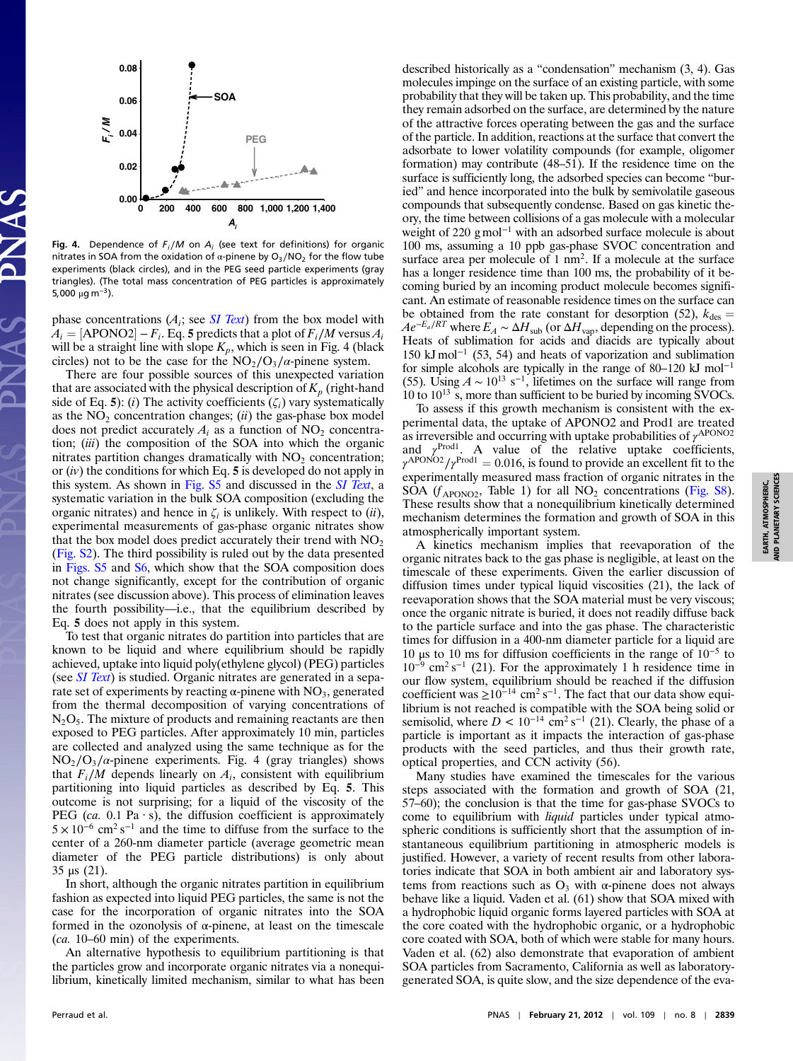**Fig. 4.** Dependence of $F_i/M$ on $A_i$ (see text for definitions) for organic nitrates in SOA from the oxidation of α-pinene by $O_3/NO_2$ for the flow tube experiments (black circles), and in the PEG seed particle experiments (gray triangles). (The total mass concentration of PEG particles is approximately 5,000 μg m$^{-3}$).

phase concentrations ($A_i$; see *SI Text*) from the box model with $A_i = [\text{APONO2}] - F_i$. Eq. **5** predicts that a plot of $F_i/M$ versus $A_i$ will be a straight line with slope $K_p$, which is seen in Fig. 4 (black circles) not to be the case for the $NO_2/O_3/\alpha$-pinene system.

There are four possible sources of this unexpected variation that are associated with the physical description of $K_p$ (right-hand side of Eq. **5**): (*i*) The activity coefficients ($\zeta_i$) vary systematically as the $NO_2$ concentration changes; (*ii*) the gas-phase box model does not predict accurately $A_i$ as a function of $NO_2$ concentration; (*iii*) the composition of the SOA into which the organic nitrates partition changes dramatically with $NO_2$ concentration; or (*iv*) the conditions for which Eq. **5** is developed do not apply in this system. As shown in Fig. S5 and discussed in the *SI Text*, a systematic variation in the bulk SOA composition (excluding the organic nitrates) and hence in $\zeta_i$ is unlikely. With respect to (*ii*), experimental measurements of gas-phase organic nitrates show that the box model does predict accurately their trend with $NO_2$ (Fig. S2). The third possibility is ruled out by the data presented in Figs. S5 and S6, which show that the SOA composition does not change significantly, except for the contribution of organic nitrates (see discussion above). This process of elimination leaves the fourth possibility—i.e., that the equilibrium described by Eq. **5** does not apply in this system.

To test that organic nitrates do partition into particles that are known to be liquid and where equilibrium should be rapidly achieved, uptake into liquid poly(ethylene glycol) (PEG) particles (see *SI Text*) is studied. Organic nitrates are generated in a separate set of experiments by reacting α-pinene with $NO_3$, generated from the thermal decomposition of varying concentrations of $N_2O_5$. The mixture of products and remaining reactants are then exposed to PEG particles. After approximately 10 min, particles are collected and analyzed using the same technique as for the $NO_2/O_3/\alpha$-pinene experiments. Fig. 4 (gray triangles) shows that $F_i/M$ depends linearly on $A_i$, consistent with equilibrium partitioning into liquid particles as described by Eq. **5**. This outcome is not surprising; for a liquid of the viscosity of the PEG (*ca.* 0.1 Pa · s), the diffusion coefficient is approximately $5 \times 10^{-6}$ cm$^2$ s$^{-1}$ and the time to diffuse from the surface to the center of a 260-nm diameter particle (average geometric mean diameter of the PEG particle distributions) is only about 35 μs (21).

In short, although the organic nitrates partition in equilibrium fashion as expected into liquid PEG particles, the same is not the case for the incorporation of organic nitrates into the SOA formed in the ozonolysis of α-pinene, at least on the timescale (*ca.* 10–60 min) of the experiments.

An alternative hypothesis to equilibrium partitioning is that the particles grow and incorporate organic nitrates via a nonequilibrium, kinetically limited mechanism, similar to what has been described historically as a "condensation" mechanism (3, 4). Gas molecules impinge on the surface of an existing particle, with some probability that they will be taken up. This probability, and the time they remain adsorbed on the surface, are determined by the nature of the attractive forces operating between the gas and the surface of the particle. In addition, reactions at the surface that convert the adsorbate to lower volatility compounds (for example, oligomer formation) may contribute (48–51). If the residence time on the surface is sufficiently long, the adsorbed species can become "buried" and hence incorporated into the bulk by semivolatile gaseous compounds that subsequently condense. Based on gas kinetic theory, the time between collisions of a gas molecule with a molecular weight of 220 g mol$^{-1}$ with an adsorbed surface molecule is about 100 ms, assuming a 10 ppb gas-phase SVOC concentration and surface area per molecule of 1 nm$^2$. If a molecule at the surface has a longer residence time than 100 ms, the probability of it becoming buried by an incoming product molecule becomes significant. An estimate of reasonable residence times on the surface can be obtained from the rate constant for desorption (52), $k_{des} = Ae^{-E_a/RT}$ where $E_A \sim \Delta H_{sub}$ (or $\Delta H_{vap}$, depending on the process). Heats of sublimation for acids and diacids are typically about 150 kJ mol$^{-1}$ (53, 54) and heats of vaporization and sublimation for simple alcohols are typically in the range of 80–120 kJ mol$^{-1}$ (55). Using $A \sim 10^{13}$ s$^{-1}$, lifetimes on the surface will range from 10 to $10^{13}$ s, more than sufficient to be buried by incoming SVOCs.

To assess if this growth mechanism is consistent with the experimental data, the uptake of APONO2 and Prod1 are treated as irreversible and occurring with uptake probabilities of $\gamma^{\text{APONO2}}$ and $\gamma^{\text{Prod1}}$. A value of the relative uptake coefficients, $\gamma^{\text{APONO2}}/\gamma^{\text{Prod1}} = 0.016$, is found to provide an excellent fit to the experimentally measured mass fraction of organic nitrates in the SOA ($f_{\text{APONO2}}$, Table 1) for all $NO_2$ concentrations (Fig. S8). These results show that a nonequilibrium kinetically determined mechanism determines the formation and growth of SOA in this atmospherically important system.

A kinetics mechanism implies that reevaporation of the organic nitrates back to the gas phase is negligible, at least on the timescale of these experiments. Given the earlier discussion of diffusion times under typical liquid viscosities (21), the lack of reevaporation shows that the SOA material must be very viscous; once the organic nitrate is buried, it does not readily diffuse back to the particle surface and into the gas phase. The characteristic times for diffusion in a 400-nm diameter particle for a liquid are 10 μs to 10 ms for diffusion coefficients in the range of $10^{-5}$ to $10^{-9}$ cm$^2$ s$^{-1}$ (21). For the approximately 1 h residence time in our flow system, equilibrium should be reached if the diffusion coefficient was $\geq 10^{-14}$ cm$^2$ s$^{-1}$. The fact that our data show equilibrium is not reached is compatible with the SOA being solid or semisolid, where $D < 10^{-14}$ cm$^2$ s$^{-1}$ (21). Clearly, the phase of a particle is important as it impacts the interaction of gas-phase products with the seed particles, and thus their growth rate, optical properties, and CCN activity (56).

Many studies have examined the timescales for the various steps associated with the formation and growth of SOA (21, 57–60); the conclusion is that the time for gas-phase SVOCs to come to equilibrium with *liquid* particles under typical atmospheric conditions is sufficiently short that the assumption of instantaneous equilibrium partitioning in atmospheric models is justified. However, a variety of recent results from other laboratories indicate that SOA in both ambient air and laboratory systems from reactions such as $O_3$ with α-pinene does not always behave like a liquid. Vaden et al. (61) show that SOA mixed with a hydrophobic liquid organic forms layered particles with SOA at the core coated with the hydrophobic organic, or a hydrophobic core coated with SOA, both of which were stable for many hours. Vaden et al. (62) also demonstrate that evaporation of ambient SOA particles from Sacramento, California as well as laboratory-generated SOA, is quite slow, and the size dependence of the eva-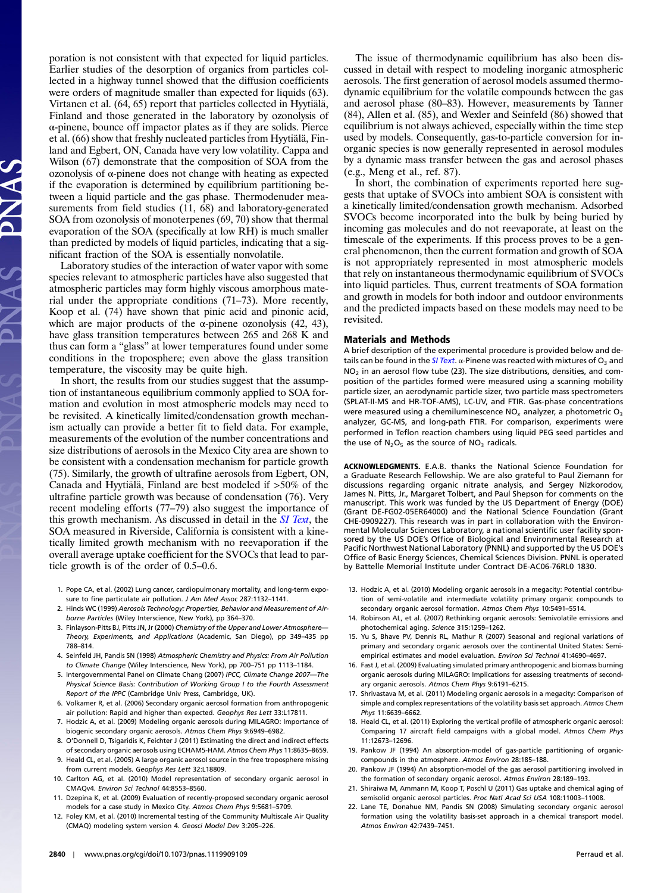poration is not consistent with that expected for liquid particles. Earlier studies of the desorption of organics from particles collected in a highway tunnel showed that the diffusion coefficients were orders of magnitude smaller than expected for liquids (63). Virtanen et al. (64, 65) report that particles collected in Hyytiälä, Finland and those generated in the laboratory by ozonolysis of α-pinene, bounce off impactor plates as if they are solids. Pierce et al. (66) show that freshly nucleated particles from Hyytiälä, Finland and Egbert, ON, Canada have very low volatility. Cappa and Wilson (67) demonstrate that the composition of SOA from the ozonolysis of α-pinene does not change with heating as expected if the evaporation is determined by equilibrium partitioning between a liquid particle and the gas phase. Thermodenuder measurements from field studies (11, 68) and laboratory-generated SOA from ozonolysis of monoterpenes (69, 70) show that thermal evaporation of the SOA (specifically at low RH) is much smaller than predicted by models of liquid particles, indicating that a significant fraction of the SOA is essentially nonvolatile.

Laboratory studies of the interaction of water vapor with some species relevant to atmospheric particles have also suggested that atmospheric particles may form highly viscous amorphous material under the appropriate conditions (71–73). More recently, Koop et al. (74) have shown that pinic acid and pinonic acid, which are major products of the α-pinene ozonolysis (42, 43), have glass transition temperatures between 265 and 268 K and thus can form a "glass" at lower temperatures found under some conditions in the troposphere; even above the glass transition temperature, the viscosity may be quite high.

In short, the results from our studies suggest that the assumption of instantaneous equilibrium commonly applied to SOA formation and evolution in most atmospheric models may need to be revisited. A kinetically limited/condensation growth mechanism actually can provide a better fit to field data. For example, measurements of the evolution of the number concentrations and size distributions of aerosols in the Mexico City area are shown to be consistent with a condensation mechanism for particle growth (75). Similarly, the growth of ultrafine aerosols from Egbert, ON, Canada and Hyytiälä, Finland are best modeled if >50% of the ultrafine particle growth was because of condensation (76). Very recent modeling efforts (77–79) also suggest the importance of this growth mechanism. As discussed in detail in the *SI Text*, the SOA measured in Riverside, California is consistent with a kinetically limited growth mechanism with no reevaporation if the overall average uptake coefficient for the SVOCs that lead to particle growth is of the order of 0.5–0.6.

The issue of thermodynamic equilibrium has also been discussed in detail with respect to modeling inorganic atmospheric aerosols. The first generation of aerosol models assumed thermodynamic equilibrium for the volatile compounds between the gas and aerosol phase (80–83). However, measurements by Tanner (84), Allen et al. (85), and Wexler and Seinfeld (86) showed that equilibrium is not always achieved, especially within the time step used by models. Consequently, gas-to-particle conversion for inorganic species is now generally represented in aerosol modules by a dynamic mass transfer between the gas and aerosol phases (e.g., Meng et al., ref. 87).

In short, the combination of experiments reported here suggests that uptake of SVOCs into ambient SOA is consistent with a kinetically limited/condensation growth mechanism. Adsorbed SVOCs become incorporated into the bulk by being buried by incoming gas molecules and do not reevaporate, at least on the timescale of the experiments. If this process proves to be a general phenomenon, then the current formation and growth of SOA is not appropriately represented in most atmospheric models that rely on instantaneous thermodynamic equilibrium of SVOCs into liquid particles. Thus, current treatments of SOA formation and growth in models for both indoor and outdoor environments and the predicted impacts based on these models may need to be revisited.

## Materials and Methods

A brief description of the experimental procedure is provided below and details can be found in the *SI Text*. α-Pinene was reacted with mixtures of $O_3$ and $NO_2$ in an aerosol flow tube (23). The size distributions, densities, and composition of the particles formed were measured using a scanning mobility particle sizer, an aerodynamic particle sizer, two particle mass spectrometers (SPLAT-II-MS and HR-TOF-AMS), LC-UV, and FTIR. Gas-phase concentrations were measured using a chemiluminescence $NO_x$ analyzer, a photometric $O_3$ analyzer, GC-MS, and long-path FTIR. For comparison, experiments were performed in Teflon reaction chambers using liquid PEG seed particles and the use of $N_2O_5$ as the source of $NO_3$ radicals.

**ACKNOWLEDGMENTS.** E.A.B. thanks the National Science Foundation for a Graduate Research Fellowship. We are also grateful to Paul Ziemann for discussions regarding organic nitrate analysis, and Sergey Nizkorodov, James N. Pitts, Jr., Margaret Tolbert, and Paul Shepson for comments on the manuscript. This work was funded by the US Department of Energy (DOE) (Grant DE-FG02-05ER64000) and the National Science Foundation (Grant CHE-0909227). This research was in part in collaboration with the Environmental Molecular Sciences Laboratory, a national scientific user facility sponsored by the US DOE's Office of Biological and Environmental Research at Pacific Northwest National Laboratory (PNNL) and supported by the US DOE's Office of Basic Energy Sciences, Chemical Sciences Division. PNNL is operated by Battelle Memorial Institute under Contract DE-AC06-76RL0 1830.

1. Pope CA, et al. (2002) Lung cancer, cardiopulmonary mortality, and long-term exposure to fine particulate air pollution. *J Am Med Assoc* 287:1132–1141.
2. Hinds WC (1999) *Aerosols Technology: Properties, Behavior and Measurement of Airborne Particles* (Wiley Interscience, New York), pp 364–370.
3. Finlayson-Pitts BJ, Pitts JN, Jr (2000) *Chemistry of the Upper and Lower Atmosphere—Theory, Experiments, and Applications* (Academic, San Diego), pp 349–435 pp 788–814.
4. Seinfeld JH, Pandis SN (1998) *Atmospheric Chemistry and Physics: From Air Pollution to Climate Change* (Wiley Interscience, New York), pp 700–751 pp 1113–1184.
5. Intergovernmental Panel on Climate Chang (2007) *IPCC, Climate Change 2007—The Physical Science Basis: Contribution of Working Group I to the Fourth Assessment Report of the IPPC* (Cambridge Univ Press, Cambridge, UK).
6. Volkamer R, et al. (2006) Secondary organic aerosol formation from anthropogenic air pollution: Rapid and higher than expected. *Geophys Res Lett* 33:L17811.
7. Hodzic A, et al. (2009) Modeling organic aerosols during MILAGRO: Importance of biogenic secondary organic aerosols. *Atmos Chem Phys* 9:6949–6982.
8. O'Donnell D, Tsigaridis K, Feichter J (2011) Estimating the direct and indirect effects of secondary organic aerosols using ECHAM5-HAM. *Atmos Chem Phys* 11:8635–8659.
9. Heald CL, et al. (2005) A large organic aerosol source in the free troposphere missing from current models. *Geophys Res Lett* 32:L18809.
10. Carlton AG, et al. (2010) Model representation of secondary organic aerosol in CMAQv4. *Environ Sci Technol* 44:8553–8560.
11. Dzepina K, et al. (2009) Evaluation of recently-proposed secondary organic aerosol models for a case study in Mexico City. *Atmos Chem Phys* 9:5681–5709.
12. Foley KM, et al. (2010) Incremental testing of the Community Multiscale Air Quality (CMAQ) modeling system version 4. *Geosci Model Dev* 3:205–226.
13. Hodzic A, et al. (2010) Modeling organic aerosols in a megacity: Potential contribution of semi-volatile and intermediate volatility primary organic compounds to secondary organic aerosol formation. *Atmos Chem Phys* 10:5491–5514.
14. Robinson AL, et al. (2007) Rethinking organic aerosols: Semivolatile emissions and photochemical aging. *Science* 315:1259–1262.
15. Yu S, Bhave PV, Dennis RL, Mathur R (2007) Seasonal and regional variations of primary and secondary organic aerosols over the continental United States: Semi-empirical estimates and model evaluation. *Environ Sci Technol* 41:4690–4697.
16. Fast J, et al. (2009) Evaluating simulated primary anthropogenic and biomass burning organic aerosols during MILAGRO: Implications for assessing treatments of secondary organic aerosols. *Atmos Chem Phys* 9:6191–6215.
17. Shrivastava M, et al. (2011) Modeling organic aerosols in a megacity: Comparison of simple and complex representations of the volatility basis set approach. *Atmos Chem Phys* 11:6639–6662.
18. Heald CL, et al. (2011) Exploring the vertical profile of atmospheric organic aerosol: Comparing 17 aircraft field campaigns with a global model. *Atmos Chem Phys* 11:12673–12696.
19. Pankow JF (1994) An absorption-model of gas-particle partitioning of organic-compounds in the atmosphere. *Atmos Environ* 28:185–188.
20. Pankow JF (1994) An absorption-model of the gas aerosol partitioning involved in the formation of secondary organic aerosol. *Atmos Environ* 28:189–193.
21. Shiraiwa M, Ammann M, Koop T, Poschl U (2011) Gas uptake and chemical aging of semisolid organic aerosol particles. *Proc Natl Acad Sci USA* 108:11003–11008.
22. Lane TE, Donahue NM, Pandis SN (2008) Simulating secondary organic aerosol formation using the volatility basis-set approach in a chemical transport model. *Atmos Environ* 42:7439–7451.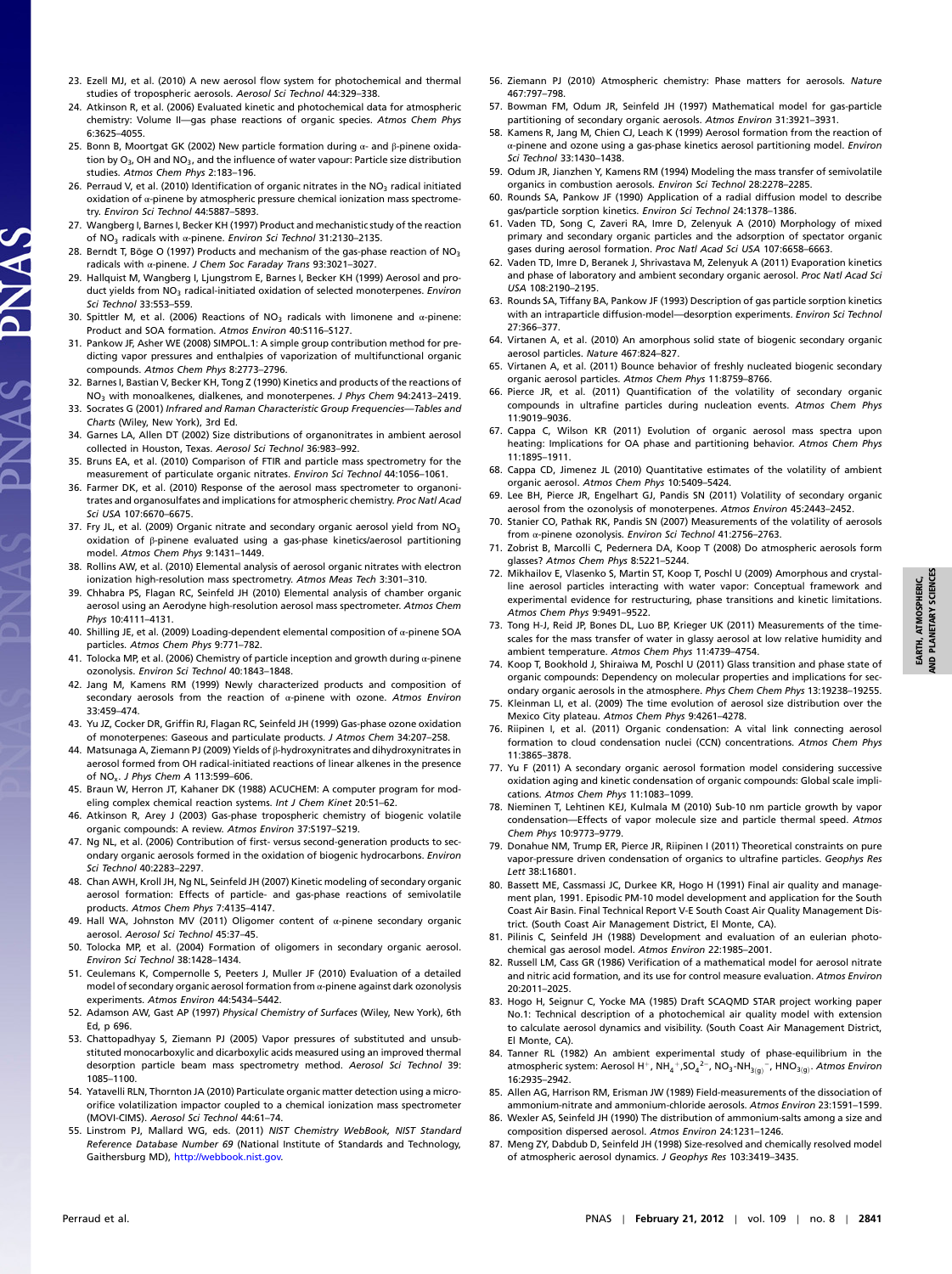23. Ezell MJ, et al. (2010) A new aerosol flow system for photochemical and thermal studies of tropospheric aerosols. *Aerosol Sci Technol* 44:329–338.
24. Atkinson R, et al. (2006) Evaluated kinetic and photochemical data for atmospheric chemistry: Volume II—gas phase reactions of organic species. *Atmos Chem Phys* 6:3625–4055.
25. Bonn B, Moortgat GK (2002) New particle formation during α- and β-pinene oxidation by $O_3$, OH and $NO_3$, and the influence of water vapour: Particle size distribution studies. *Atmos Chem Phys* 2:183–196.
26. Perraud V, et al. (2010) Identification of organic nitrates in the $NO_3$ radical initiated oxidation of α-pinene by atmospheric pressure chemical ionization mass spectrometry. *Environ Sci Technol* 44:5887–5893.
27. Wangberg I, Barnes I, Becker KH (1997) Product and mechanistic study of the reaction of $NO_3$ radicals with α-pinene. *Environ Sci Technol* 31:2130–2135.
28. Berndt T, Böge O (1997) Products and mechanism of the gas-phase reaction of $NO_3$ radicals with α-pinene. *J Chem Soc Faraday Trans* 93:3021–3027.
29. Hallquist M, Wangberg I, Ljungstrom E, Barnes I, Becker KH (1999) Aerosol and product yields from $NO_3$ radical-initiated oxidation of selected monoterpenes. *Environ Sci Technol* 33:553–559.
30. Spittler M, et al. (2006) Reactions of $NO_3$ radicals with limonene and α-pinene: Product and SOA formation. *Atmos Environ* 40:S116–S127.
31. Pankow JF, Asher WE (2008) SIMPOL.1: A simple group contribution method for predicting vapor pressures and enthalpies of vaporization of multifunctional organic compounds. *Atmos Chem Phys* 8:2773–2796.
32. Barnes I, Bastian V, Becker KH, Tong Z (1990) Kinetics and products of the reactions of $NO_3$ with monoalkenes, dialkenes, and monoterpenes. *J Phys Chem* 94:2413–2419.
33. Socrates G (2001) *Infrared and Raman Characteristic Group Frequencies—Tables and Charts* (Wiley, New York), 3rd Ed.
34. Garnes LA, Allen DT (2002) Size distributions of organonitrates in ambient aerosol collected in Houston, Texas. *Aerosol Sci Technol* 36:983–992.
35. Bruns EA, et al. (2010) Comparison of FTIR and particle mass spectrometry for the measurement of particulate organic nitrates. *Environ Sci Technol* 44:1056–1061.
36. Farmer DK, et al. (2010) Response of the aerosol mass spectrometer to organonitrates and organosulfates and implications for atmospheric chemistry. *Proc Natl Acad Sci USA* 107:6670–6675.
37. Fry JL, et al. (2009) Organic nitrate and secondary organic aerosol yield from $NO_3$ oxidation of β-pinene evaluated using a gas-phase kinetics/aerosol partitioning model. *Atmos Chem Phys* 9:1431–1449.
38. Rollins AW, et al. (2010) Elemental analysis of aerosol organic nitrates with electron ionization high-resolution mass spectrometry. *Atmos Meas Tech* 3:301–310.
39. Chhabra PS, Flagan RC, Seinfeld JH (2010) Elemental analysis of chamber organic aerosol using an Aerodyne high-resolution aerosol mass spectrometer. *Atmos Chem Phys* 10:4111–4131.
40. Shilling JE, et al. (2009) Loading-dependent elemental composition of α-pinene SOA particles. *Atmos Chem Phys* 9:771–782.
41. Tolocka MP, et al. (2006) Chemistry of particle inception and growth during α-pinene ozonolysis. *Environ Sci Technol* 40:1843–1848.
42. Jang M, Kamens RM (1999) Newly characterized products and composition of secondary aerosols from the reaction of α-pinene with ozone. *Atmos Environ* 33:459–474.
43. Yu JZ, Cocker DR, Griffin RJ, Flagan RC, Seinfeld JH (1999) Gas-phase ozone oxidation of monoterpenes: Gaseous and particulate products. *J Atmos Chem* 34:207–258.
44. Matsunaga A, Ziemann PJ (2009) Yields of β-hydroxynitrates and dihydroxynitrates in aerosol formed from OH radical-initiated reactions of linear alkenes in the presence of $NO_x$. *J Phys Chem A* 113:599–606.
45. Braun W, Herron JT, Kahaner DK (1988) ACUCHEM: A computer program for modeling complex chemical reaction systems. *Int J Chem Kinet* 20:51–62.
46. Atkinson R, Arey J (2003) Gas-phase tropospheric chemistry of biogenic volatile organic compounds: A review. *Atmos Environ* 37:S197–S219.
47. Ng NL, et al. (2006) Contribution of first- versus second-generation products to secondary organic aerosols formed in the oxidation of biogenic hydrocarbons. *Environ Sci Technol* 40:2283–2297.
48. Chan AWH, Kroll JH, Ng NL, Seinfeld JH (2007) Kinetic modeling of secondary organic aerosol formation: Effects of particle- and gas-phase reactions of semivolatile products. *Atmos Chem Phys* 7:4135–4147.
49. Hall WA, Johnston MV (2011) Oligomer content of α-pinene secondary organic aerosol. *Aerosol Sci Technol* 45:37–45.
50. Tolocka MP, et al. (2004) Formation of oligomers in secondary organic aerosol. *Environ Sci Technol* 38:1428–1434.
51. Ceulemans K, Compernolle S, Peeters J, Muller JF (2010) Evaluation of a detailed model of secondary organic aerosol formation from α-pinene against dark ozonolysis experiments. *Atmos Environ* 44:5434–5442.
52. Adamson AW, Gast AP (1997) *Physical Chemistry of Surfaces* (Wiley, New York), 6th Ed, p 696.
53. Chattopadhyay S, Ziemann PJ (2005) Vapor pressures of substituted and unsubstituted monocarboxylic and dicarboxylic acids measured using an improved thermal desorption particle beam mass spectrometry method. *Aerosol Sci Technol* 39:1085–1100.
54. Yatavelli RLN, Thornton JA (2010) Particulate organic matter detection using a micro-orifice volatilization impactor coupled to a chemical ionization mass spectrometer (MOVI-CIMS). *Aerosol Sci Technol* 44:61–74.
55. Linstrom PJ, Mallard WG, eds. (2011) *NIST Chemistry WebBook, NIST Standard Reference Database Number 69* (National Institute of Standards and Technology, Gaithersburg MD), http://webbook.nist.gov.
56. Ziemann PJ (2010) Atmospheric chemistry: Phase matters for aerosols. *Nature* 467:797–798.
57. Bowman FM, Odum JR, Seinfeld JH (1997) Mathematical model for gas-particle partitioning of secondary organic aerosols. *Atmos Environ* 31:3921–3931.
58. Kamens R, Jang M, Chien CJ, Leach K (1999) Aerosol formation from the reaction of α-pinene and ozone using a gas-phase kinetics-aerosol partitioning model. *Environ Sci Technol* 33:1430–1438.
59. Odum JR, Jianzhen Y, Kamens RM (1994) Modeling the mass transfer of semivolatile organics in combustion aerosols. *Environ Sci Technol* 28:2278–2285.
60. Rounds SA, Pankow JF (1990) Application of a radial diffusion model to describe gas/particle sorption kinetics. *Environ Sci Technol* 24:1378–1386.
61. Vaden TD, Song C, Zaveri RA, Imre D, Zelenyuk A (2010) Morphology of mixed primary and secondary organic particles and the adsorption of spectator organic gases during aerosol formation. *Proc Natl Acad Sci USA* 107:6658–6663.
62. Vaden TD, Imre D, Beranek J, Shrivastava M, Zelenyuk A (2011) Evaporation kinetics and phase of laboratory and ambient secondary organic aerosol. *Proc Natl Acad Sci USA* 108:2190–2195.
63. Rounds SA, Tiffany BA, Pankow JF (1993) Description of gas particle sorption kinetics with an intraparticle diffusion-model—desorption experiments. *Environ Sci Technol* 27:366–377.
64. Virtanen A, et al. (2010) An amorphous solid state of biogenic secondary organic aerosol particles. *Nature* 467:824–827.
65. Virtanen A, et al. (2011) Bounce behavior of freshly nucleated biogenic secondary organic aerosol particles. *Atmos Chem Phys* 11:8759–8766.
66. Pierce JR, et al. (2011) Quantification of the volatility of secondary organic compounds in ultrafine particles during nucleation events. *Atmos Chem Phys* 11:9019–9036.
67. Cappa C, Wilson KR (2011) Evolution of organic aerosol mass spectra upon heating: Implications for OA phase and partitioning behavior. *Atmos Chem Phys* 11:1895–1911.
68. Cappa CD, Jimenez JL (2010) Quantitative estimates of the volatility of ambient organic aerosol. *Atmos Chem Phys* 10:5409–5424.
69. Lee BH, Pierce JR, Engelhart GJ, Pandis SN (2011) Volatility of secondary organic aerosol from the ozonolysis of monoterpenes. *Atmos Environ* 45:2443–2452.
70. Stanier CO, Pathak RK, Pandis SN (2007) Measurements of the volatility of aerosols from α-pinene ozonolysis. *Environ Sci Technol* 41:2756–2763.
71. Zobrist B, Marcolli C, Pedernera DA, Koop T (2008) Do atmospheric aerosols form glasses? *Atmos Chem Phys* 8:5221–5244.
72. Mikhailov E, Vlasenko S, Martin ST, Koop T, Poschl U (2009) Amorphous and crystalline aerosol particles interacting with water vapor: Conceptual framework and experimental evidence for restructuring, phase transitions and kinetic limitations. *Atmos Chem Phys* 9:9491–9522.
73. Tong H-J, Reid JP, Bones DL, Luo BP, Krieger UK (2011) Measurements of the timescales for the mass transfer of water in glassy aerosol at low relative humidity and ambient temperature. *Atmos Chem Phys* 11:4739–4754.
74. Koop T, Bookhold J, Shiraiwa M, Poschl U (2011) Glass transition and phase state of organic compounds: Dependency on molecular properties and implications for secondary organic aerosols in the atmosphere. *Phys Chem Chem Phys* 13:19238–19255.
75. Kleinman LI, et al. (2009) The time evolution of aerosol size distribution over the Mexico City plateau. *Atmos Chem Phys* 9:4261–4278.
76. Riipinen I, et al. (2011) Organic condensation: A vital link connecting aerosol formation to cloud condensation nuclei (CCN) concentrations. *Atmos Chem Phys* 11:3865–3878.
77. Yu F (2011) A secondary organic aerosol formation model considering successive oxidation aging and kinetic condensation of organic compounds: Global scale implications. *Atmos Chem Phys* 11:1083–1099.
78. Nieminen T, Lehtinen KEJ, Kulmala M (2010) Sub-10 nm particle growth by vapor condensation—Effects of vapor molecule size and particle thermal speed. *Atmos Chem Phys* 10:9773–9779.
79. Donahue NM, Trump ER, Pierce JR, Riipinen I (2011) Theoretical constraints on pure vapor-pressure driven condensation of organics to ultrafine particles. *Geophys Res Lett* 38:L16801.
80. Bassett ME, Cassmassi JC, Durkee KR, Hogo H (1991) Final air quality and management plan, 1991. Episodic PM-10 model development and application for the South Coast Air Basin. Final Technical Report V-E South Coast Air Quality Management District. (South Coast Air Management District, El Monte, CA).
81. Pilinis C, Seinfeld JH (1988) Development and evaluation of an eulerian photochemical gas aerosol model. *Atmos Environ* 22:1985–2001.
82. Russell LM, Cass GR (1986) Verification of a mathematical model for aerosol nitrate and nitric acid formation, and its use for control measure evaluation. *Atmos Environ* 20:2011–2025.
83. Hogo H, Seignur C, Yocke MA (1985) Draft SCAQMD STAR project working paper No.1: Technical description of a photochemical air quality model with extension to calculate aerosol dynamics and visibility. (South Coast Air Management District, El Monte, CA).
84. Tanner RL (1982) An ambient experimental study of phase-equilibrium in the atmospheric system: Aerosol $H^+$, $NH_4^+$, $SO_4^{2-}$, $NO_3$-$NH_{3(g)}^-$, $HNO_{3(g)}$. *Atmos Environ* 16:2935–2942.
85. Allen AG, Harrison RM, Erisman JW (1989) Field-measurements of the dissociation of ammonium-nitrate and ammonium-chloride aerosols. *Atmos Environ* 23:1591–1599.
86. Wexler AS, Seinfeld JH (1990) The distribution of ammonium-salts among a size and composition dispersed aerosol. *Atmos Environ* 24:1231–1246.
87. Meng ZY, Dabdub D, Seinfeld JH (1998) Size-resolved and chemically resolved model of atmospheric aerosol dynamics. *J Geophys Res* 103:3419–3435.